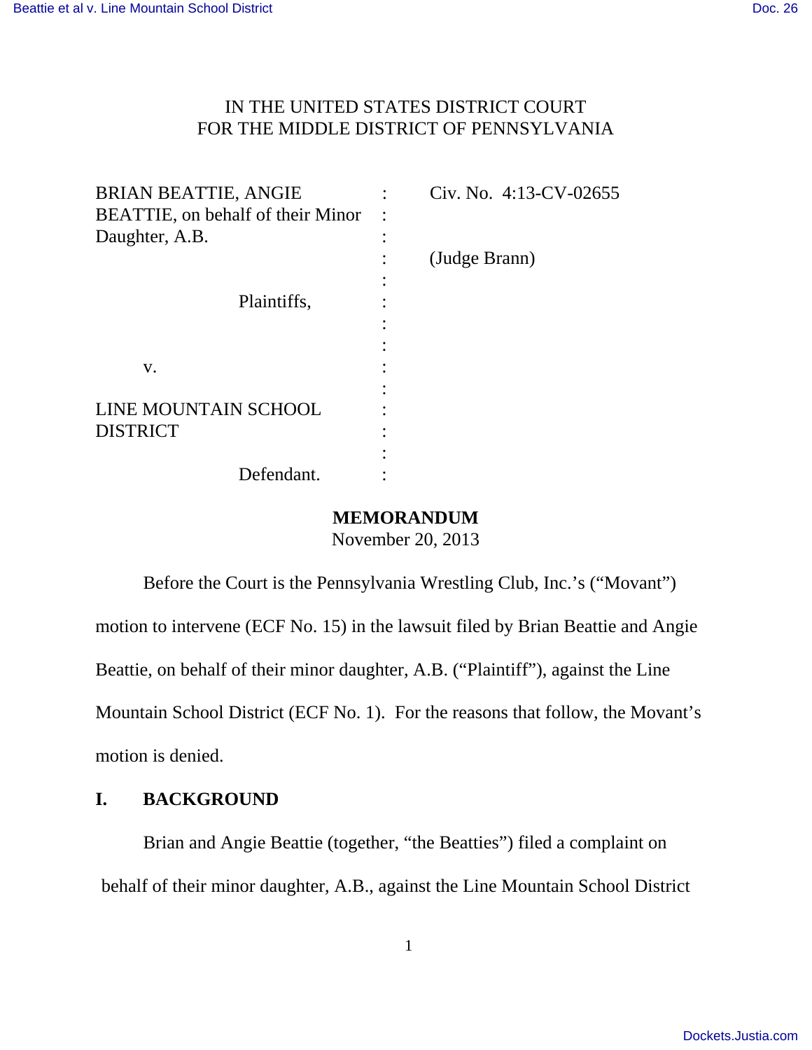IN THE UNITED STATES DISTRICT COURT
FOR THE MIDDLE DISTRICT OF PENNSYLVANIA

| | | |
|---|---|---|
| BRIAN BEATTIE, ANGIE BEATTIE, on behalf of their Minor Daughter, A.B. | : | Civ. No. 4:13-CV-02655 |
| | : | (Judge Brann) |
| Plaintiffs, | : | |
| v. | : | |
| LINE MOUNTAIN SCHOOL DISTRICT | : | |
| Defendant. | : | |

**MEMORANDUM**
November 20, 2013

Before the Court is the Pennsylvania Wrestling Club, Inc.'s ("Movant") motion to intervene (ECF No. 15) in the lawsuit filed by Brian Beattie and Angie Beattie, on behalf of their minor daughter, A.B. ("Plaintiff"), against the Line Mountain School District (ECF No. 1). For the reasons that follow, the Movant's motion is denied.

## I. BACKGROUND

Brian and Angie Beattie (together, "the Beatties") filed a complaint on behalf of their minor daughter, A.B., against the Line Mountain School District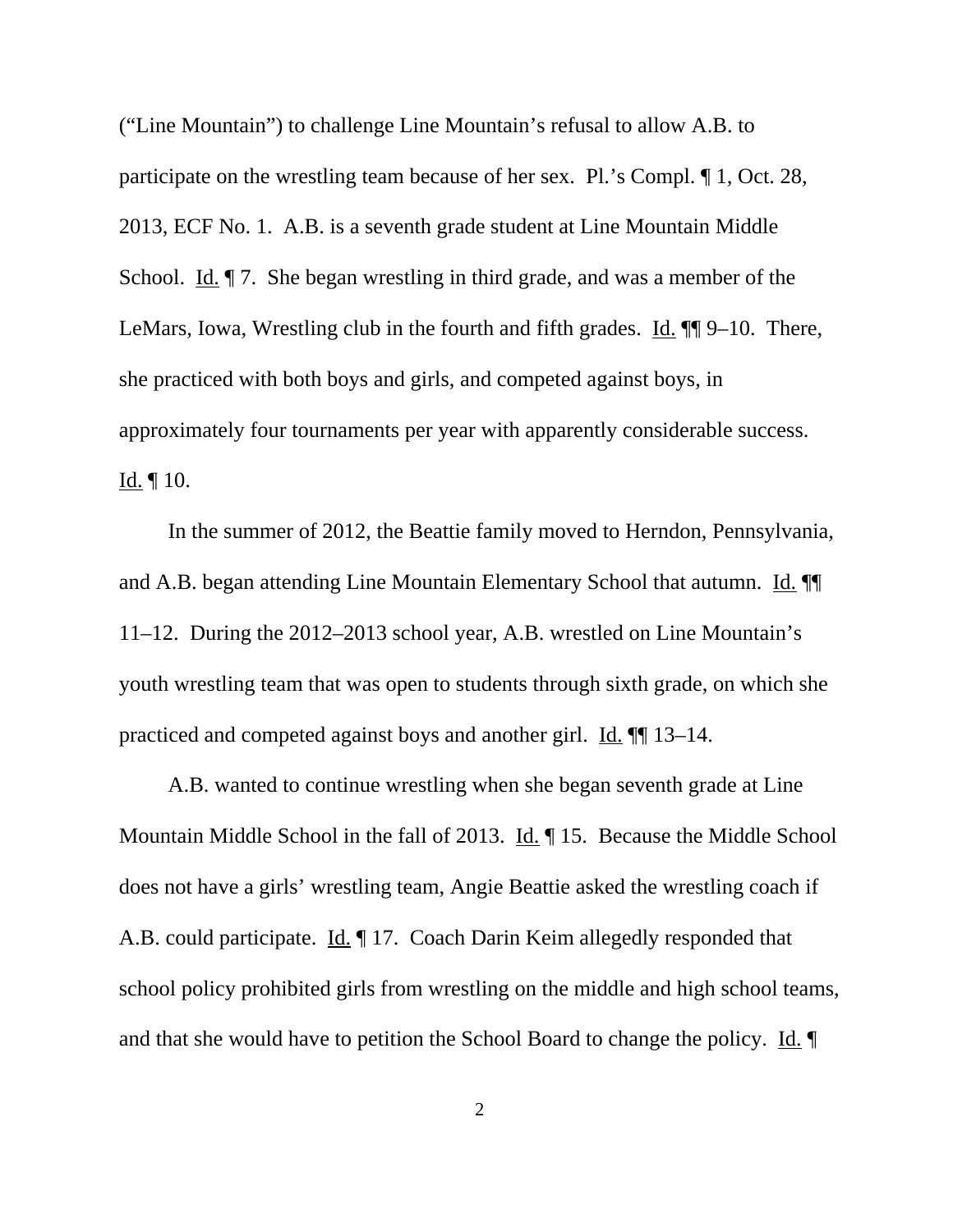("Line Mountain") to challenge Line Mountain's refusal to allow A.B. to participate on the wrestling team because of her sex. Pl.'s Compl. ¶ 1, Oct. 28, 2013, ECF No. 1. A.B. is a seventh grade student at Line Mountain Middle School. Id. ¶ 7. She began wrestling in third grade, and was a member of the LeMars, Iowa, Wrestling club in the fourth and fifth grades. Id. ¶¶ 9–10. There, she practiced with both boys and girls, and competed against boys, in approximately four tournaments per year with apparently considerable success. Id. ¶ 10.

In the summer of 2012, the Beattie family moved to Herndon, Pennsylvania, and A.B. began attending Line Mountain Elementary School that autumn. Id. ¶¶ 11–12. During the 2012–2013 school year, A.B. wrestled on Line Mountain's youth wrestling team that was open to students through sixth grade, on which she practiced and competed against boys and another girl. Id. ¶¶ 13–14.

A.B. wanted to continue wrestling when she began seventh grade at Line Mountain Middle School in the fall of 2013. Id. ¶ 15. Because the Middle School does not have a girls' wrestling team, Angie Beattie asked the wrestling coach if A.B. could participate. Id. ¶ 17. Coach Darin Keim allegedly responded that school policy prohibited girls from wrestling on the middle and high school teams, and that she would have to petition the School Board to change the policy. Id. ¶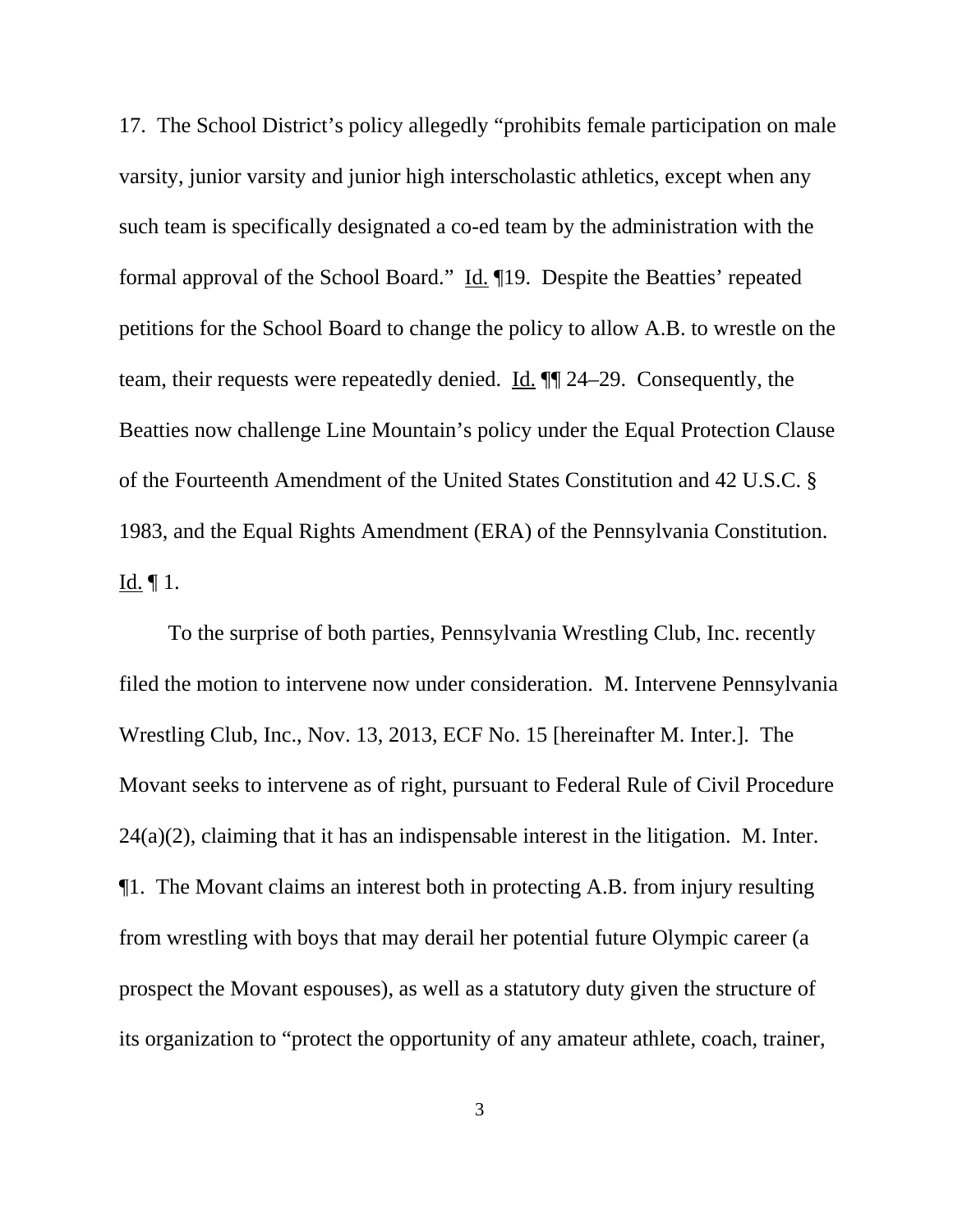17. The School District's policy allegedly "prohibits female participation on male varsity, junior varsity and junior high interscholastic athletics, except when any such team is specifically designated a co-ed team by the administration with the formal approval of the School Board." Id. ¶19. Despite the Beatties' repeated petitions for the School Board to change the policy to allow A.B. to wrestle on the team, their requests were repeatedly denied. Id. ¶¶ 24–29. Consequently, the Beatties now challenge Line Mountain's policy under the Equal Protection Clause of the Fourteenth Amendment of the United States Constitution and 42 U.S.C. § 1983, and the Equal Rights Amendment (ERA) of the Pennsylvania Constitution. Id. ¶ 1.

To the surprise of both parties, Pennsylvania Wrestling Club, Inc. recently filed the motion to intervene now under consideration. M. Intervene Pennsylvania Wrestling Club, Inc., Nov. 13, 2013, ECF No. 15 [hereinafter M. Inter.]. The Movant seeks to intervene as of right, pursuant to Federal Rule of Civil Procedure 24(a)(2), claiming that it has an indispensable interest in the litigation. M. Inter. ¶1. The Movant claims an interest both in protecting A.B. from injury resulting from wrestling with boys that may derail her potential future Olympic career (a prospect the Movant espouses), as well as a statutory duty given the structure of its organization to "protect the opportunity of any amateur athlete, coach, trainer,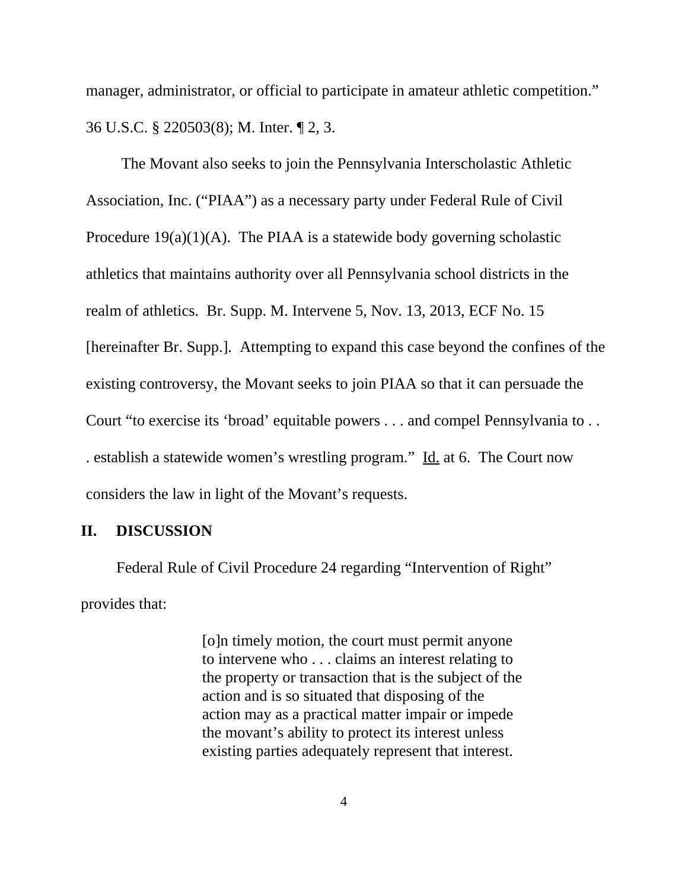manager, administrator, or official to participate in amateur athletic competition." 36 U.S.C. § 220503(8); M. Inter. ¶ 2, 3.

The Movant also seeks to join the Pennsylvania Interscholastic Athletic Association, Inc. ("PIAA") as a necessary party under Federal Rule of Civil Procedure 19(a)(1)(A). The PIAA is a statewide body governing scholastic athletics that maintains authority over all Pennsylvania school districts in the realm of athletics. Br. Supp. M. Intervene 5, Nov. 13, 2013, ECF No. 15 [hereinafter Br. Supp.]. Attempting to expand this case beyond the confines of the existing controversy, the Movant seeks to join PIAA so that it can persuade the Court "to exercise its 'broad' equitable powers . . . and compel Pennsylvania to . . . establish a statewide women's wrestling program." Id. at 6. The Court now considers the law in light of the Movant's requests.

## II. DISCUSSION

Federal Rule of Civil Procedure 24 regarding "Intervention of Right" provides that:

> [o]n timely motion, the court must permit anyone to intervene who . . . claims an interest relating to the property or transaction that is the subject of the action and is so situated that disposing of the action may as a practical matter impair or impede the movant's ability to protect its interest unless existing parties adequately represent that interest.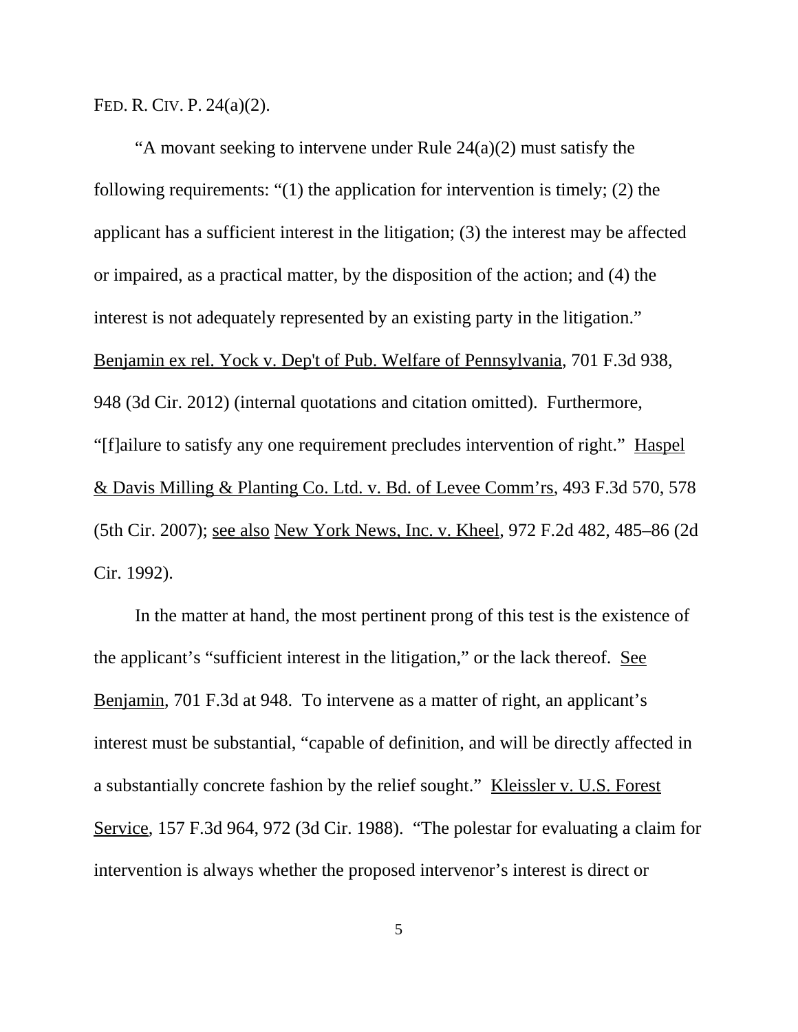FED. R. CIV. P. 24(a)(2).

"A movant seeking to intervene under Rule 24(a)(2) must satisfy the following requirements: "(1) the application for intervention is timely; (2) the applicant has a sufficient interest in the litigation; (3) the interest may be affected or impaired, as a practical matter, by the disposition of the action; and (4) the interest is not adequately represented by an existing party in the litigation." Benjamin ex rel. Yock v. Dep't of Pub. Welfare of Pennsylvania, 701 F.3d 938, 948 (3d Cir. 2012) (internal quotations and citation omitted). Furthermore, "[f]ailure to satisfy any one requirement precludes intervention of right." Haspel & Davis Milling & Planting Co. Ltd. v. Bd. of Levee Comm'rs, 493 F.3d 570, 578 (5th Cir. 2007); see also New York News, Inc. v. Kheel, 972 F.2d 482, 485–86 (2d Cir. 1992).

In the matter at hand, the most pertinent prong of this test is the existence of the applicant's "sufficient interest in the litigation," or the lack thereof. See Benjamin, 701 F.3d at 948. To intervene as a matter of right, an applicant's interest must be substantial, "capable of definition, and will be directly affected in a substantially concrete fashion by the relief sought." Kleissler v. U.S. Forest Service, 157 F.3d 964, 972 (3d Cir. 1988). "The polestar for evaluating a claim for intervention is always whether the proposed intervenor's interest is direct or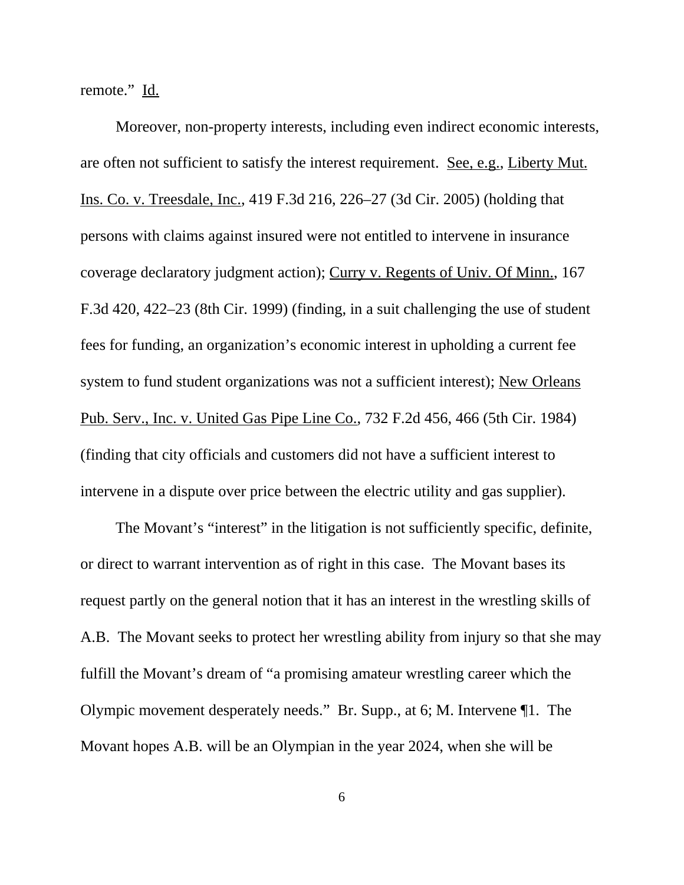remote." Id.

Moreover, non-property interests, including even indirect economic interests, are often not sufficient to satisfy the interest requirement. See, e.g., Liberty Mut. Ins. Co. v. Treesdale, Inc., 419 F.3d 216, 226–27 (3d Cir. 2005) (holding that persons with claims against insured were not entitled to intervene in insurance coverage declaratory judgment action); Curry v. Regents of Univ. Of Minn., 167 F.3d 420, 422–23 (8th Cir. 1999) (finding, in a suit challenging the use of student fees for funding, an organization's economic interest in upholding a current fee system to fund student organizations was not a sufficient interest); New Orleans Pub. Serv., Inc. v. United Gas Pipe Line Co., 732 F.2d 456, 466 (5th Cir. 1984) (finding that city officials and customers did not have a sufficient interest to intervene in a dispute over price between the electric utility and gas supplier).

The Movant's "interest" in the litigation is not sufficiently specific, definite, or direct to warrant intervention as of right in this case. The Movant bases its request partly on the general notion that it has an interest in the wrestling skills of A.B. The Movant seeks to protect her wrestling ability from injury so that she may fulfill the Movant's dream of "a promising amateur wrestling career which the Olympic movement desperately needs." Br. Supp., at 6; M. Intervene ¶1. The Movant hopes A.B. will be an Olympian in the year 2024, when she will be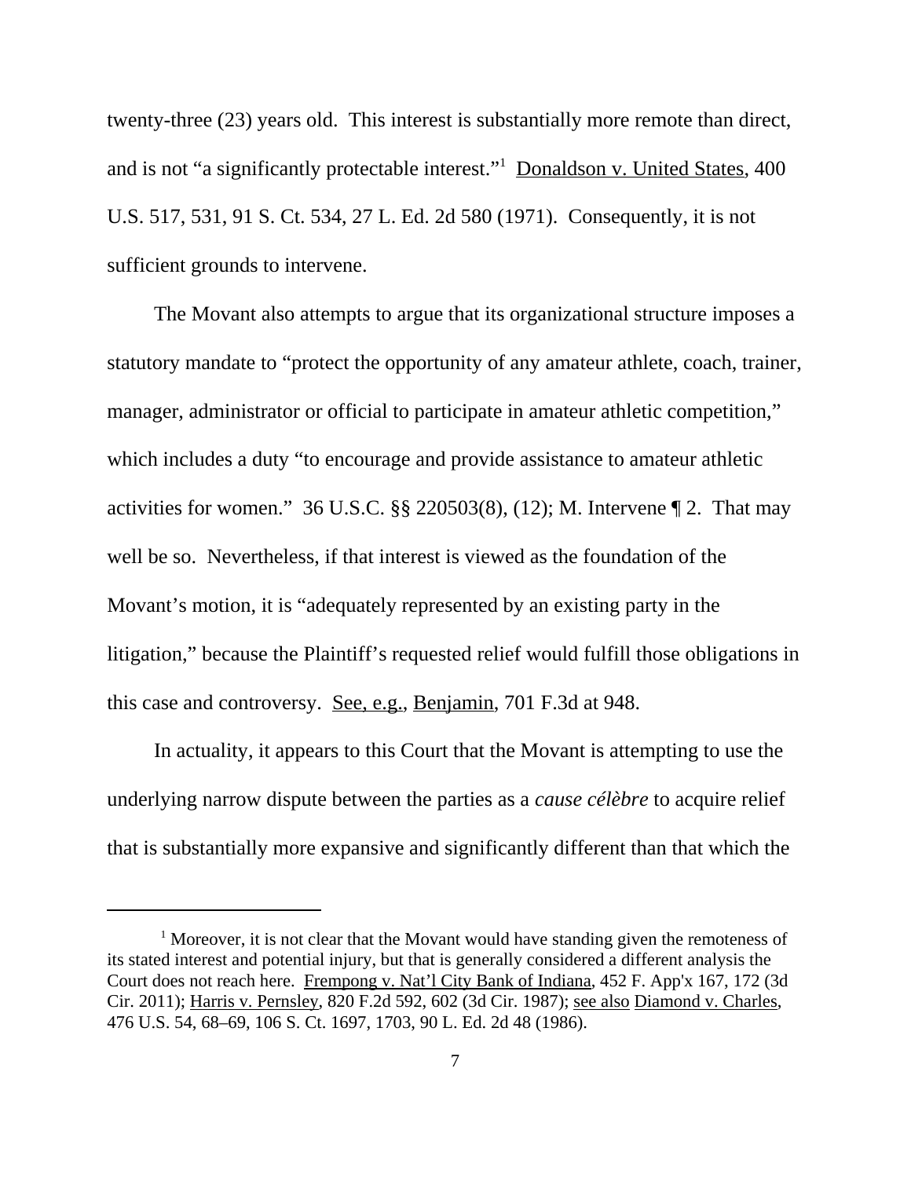twenty-three (23) years old. This interest is substantially more remote than direct, and is not "a significantly protectable interest."[1] Donaldson v. United States, 400 U.S. 517, 531, 91 S. Ct. 534, 27 L. Ed. 2d 580 (1971). Consequently, it is not sufficient grounds to intervene.

The Movant also attempts to argue that its organizational structure imposes a statutory mandate to "protect the opportunity of any amateur athlete, coach, trainer, manager, administrator or official to participate in amateur athletic competition," which includes a duty "to encourage and provide assistance to amateur athletic activities for women." 36 U.S.C. §§ 220503(8), (12); M. Intervene ¶ 2. That may well be so. Nevertheless, if that interest is viewed as the foundation of the Movant's motion, it is "adequately represented by an existing party in the litigation," because the Plaintiff's requested relief would fulfill those obligations in this case and controversy. See, e.g., Benjamin, 701 F.3d at 948.

In actuality, it appears to this Court that the Movant is attempting to use the underlying narrow dispute between the parties as a *cause célèbre* to acquire relief that is substantially more expansive and significantly different than that which the

---

[1] Moreover, it is not clear that the Movant would have standing given the remoteness of its stated interest and potential injury, but that is generally considered a different analysis the Court does not reach here. Frempong v. Nat'l City Bank of Indiana, 452 F. App'x 167, 172 (3d Cir. 2011); Harris v. Pernsley, 820 F.2d 592, 602 (3d Cir. 1987); see also Diamond v. Charles, 476 U.S. 54, 68–69, 106 S. Ct. 1697, 1703, 90 L. Ed. 2d 48 (1986).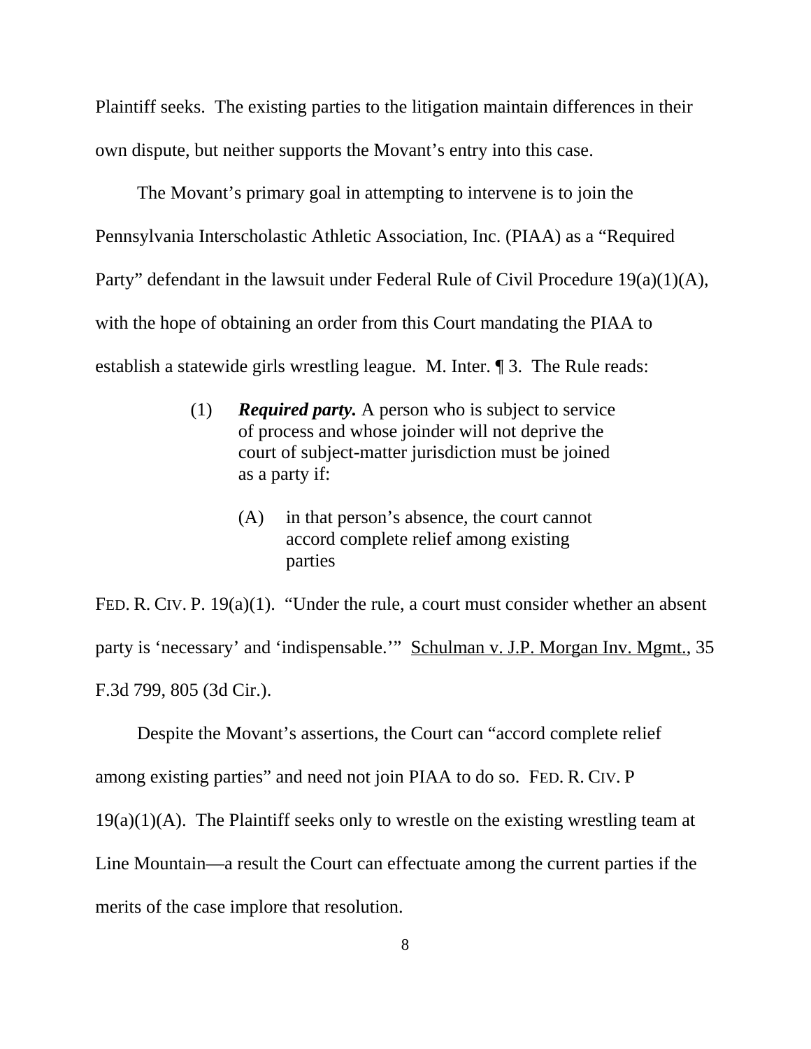Plaintiff seeks. The existing parties to the litigation maintain differences in their own dispute, but neither supports the Movant's entry into this case.

The Movant's primary goal in attempting to intervene is to join the Pennsylvania Interscholastic Athletic Association, Inc. (PIAA) as a "Required Party" defendant in the lawsuit under Federal Rule of Civil Procedure 19(a)(1)(A), with the hope of obtaining an order from this Court mandating the PIAA to establish a statewide girls wrestling league. M. Inter. ¶ 3. The Rule reads:

> (1) ***Required party.*** A person who is subject to service of process and whose joinder will not deprive the court of subject-matter jurisdiction must be joined as a party if:
>
> > (A) in that person's absence, the court cannot accord complete relief among existing parties

FED. R. CIV. P. 19(a)(1). "Under the rule, a court must consider whether an absent party is 'necessary' and 'indispensable.'" Schulman v. J.P. Morgan Inv. Mgmt., 35 F.3d 799, 805 (3d Cir.).

Despite the Movant's assertions, the Court can "accord complete relief among existing parties" and need not join PIAA to do so. FED. R. CIV. P 19(a)(1)(A). The Plaintiff seeks only to wrestle on the existing wrestling team at Line Mountain—a result the Court can effectuate among the current parties if the merits of the case implore that resolution.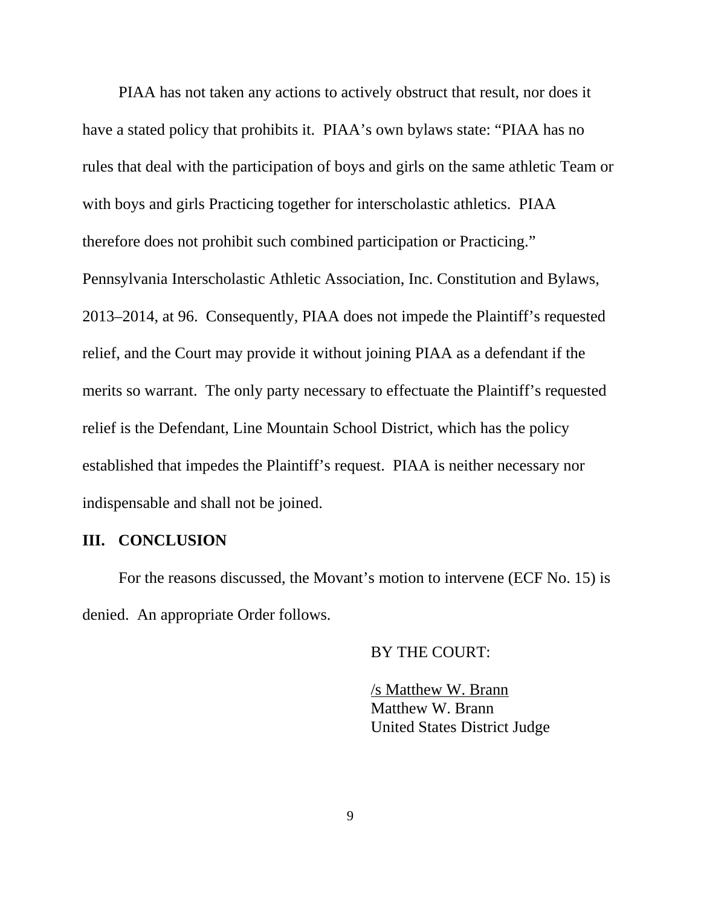PIAA has not taken any actions to actively obstruct that result, nor does it have a stated policy that prohibits it. PIAA's own bylaws state: "PIAA has no rules that deal with the participation of boys and girls on the same athletic Team or with boys and girls Practicing together for interscholastic athletics. PIAA therefore does not prohibit such combined participation or Practicing." Pennsylvania Interscholastic Athletic Association, Inc. Constitution and Bylaws, 2013–2014, at 96. Consequently, PIAA does not impede the Plaintiff's requested relief, and the Court may provide it without joining PIAA as a defendant if the merits so warrant. The only party necessary to effectuate the Plaintiff's requested relief is the Defendant, Line Mountain School District, which has the policy established that impedes the Plaintiff's request. PIAA is neither necessary nor indispensable and shall not be joined.

## III. CONCLUSION

For the reasons discussed, the Movant's motion to intervene (ECF No. 15) is denied. An appropriate Order follows.

BY THE COURT:

/s Matthew W. Brann
Matthew W. Brann
United States District Judge